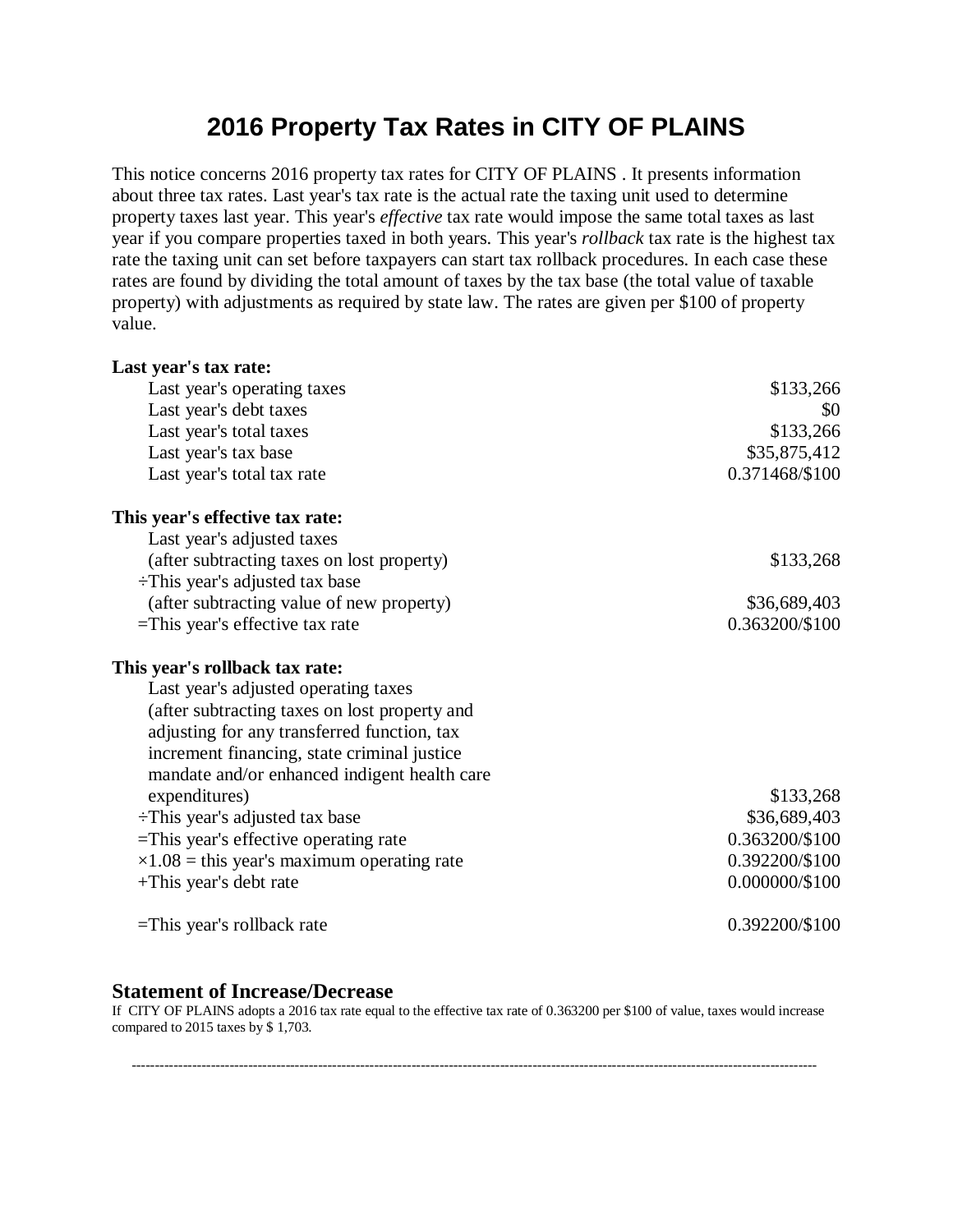# 2016 Property Tax Rates in CITY OF PLAINS

This notice concerns 2016 property tax rates for CITY OF PLAINS . It presents information about three tax rates. Last year's tax rate is the actual rate the taxing unit used to determine property taxes last year. This year's *effective* tax rate would impose the same total taxes as last year if you compare properties taxed in both years. This year's *rollback* tax rate is the highest tax rate the taxing unit can set before taxpayers can start tax rollback procedures. In each case these rates are found by dividing the total amount of taxes by the tax base (the total value of taxable property) with adjustments as required by state law. The rates are given per $100 of property value.

**Last year's tax rate:**

| | |
|---|---|
| Last year's operating taxes | $133,266 |
| Last year's debt taxes | $0 |
| Last year's total taxes | $133,266 |
| Last year's tax base | $35,875,412 |
| Last year's total tax rate | 0.371468/$100 |

**This year's effective tax rate:**

| | |
|---|---|
| Last year's adjusted taxes (after subtracting taxes on lost property) | $133,268 |
| ÷This year's adjusted tax base (after subtracting value of new property) | $36,689,403 |
| =This year's effective tax rate | 0.363200/$100 |

**This year's rollback tax rate:**

| | |
|---|---|
| Last year's adjusted operating taxes (after subtracting taxes on lost property and adjusting for any transferred function, tax increment financing, state criminal justice mandate and/or enhanced indigent health care expenditures) | $133,268 |
| ÷This year's adjusted tax base | $36,689,403 |
| =This year's effective operating rate | 0.363200/$100 |
| ×1.08 = this year's maximum operating rate | 0.392200/$100 |
| +This year's debt rate | 0.000000/$100 |
| =This year's rollback rate | 0.392200/$100 |

## Statement of Increase/Decrease

If CITY OF PLAINS adopts a 2016 tax rate equal to the effective tax rate of 0.363200 per $100 of value, taxes would increase compared to 2015 taxes by $ 1,703.

---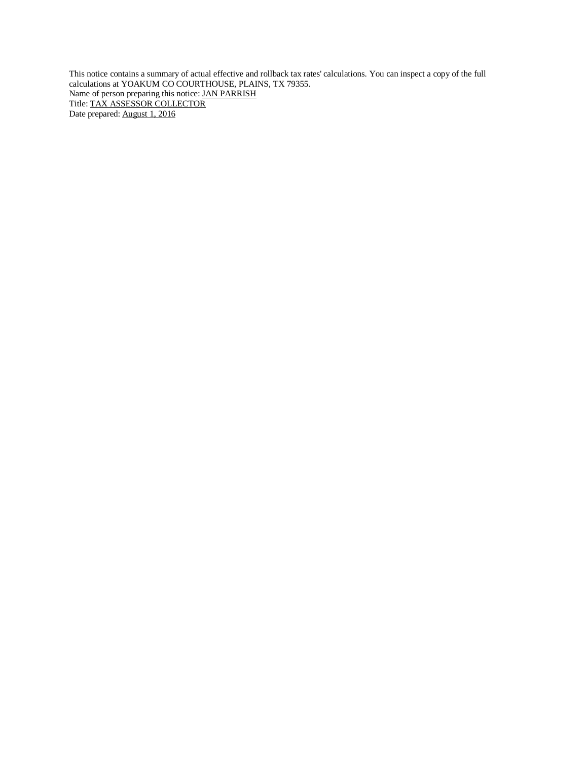This notice contains a summary of actual effective and rollback tax rates' calculations. You can inspect a copy of the full calculations at YOAKUM CO COURTHOUSE, PLAINS, TX 79355.

Name of person preparing this notice: JAN PARRISH

Title: TAX ASSESSOR COLLECTOR

Date prepared: August 1, 2016